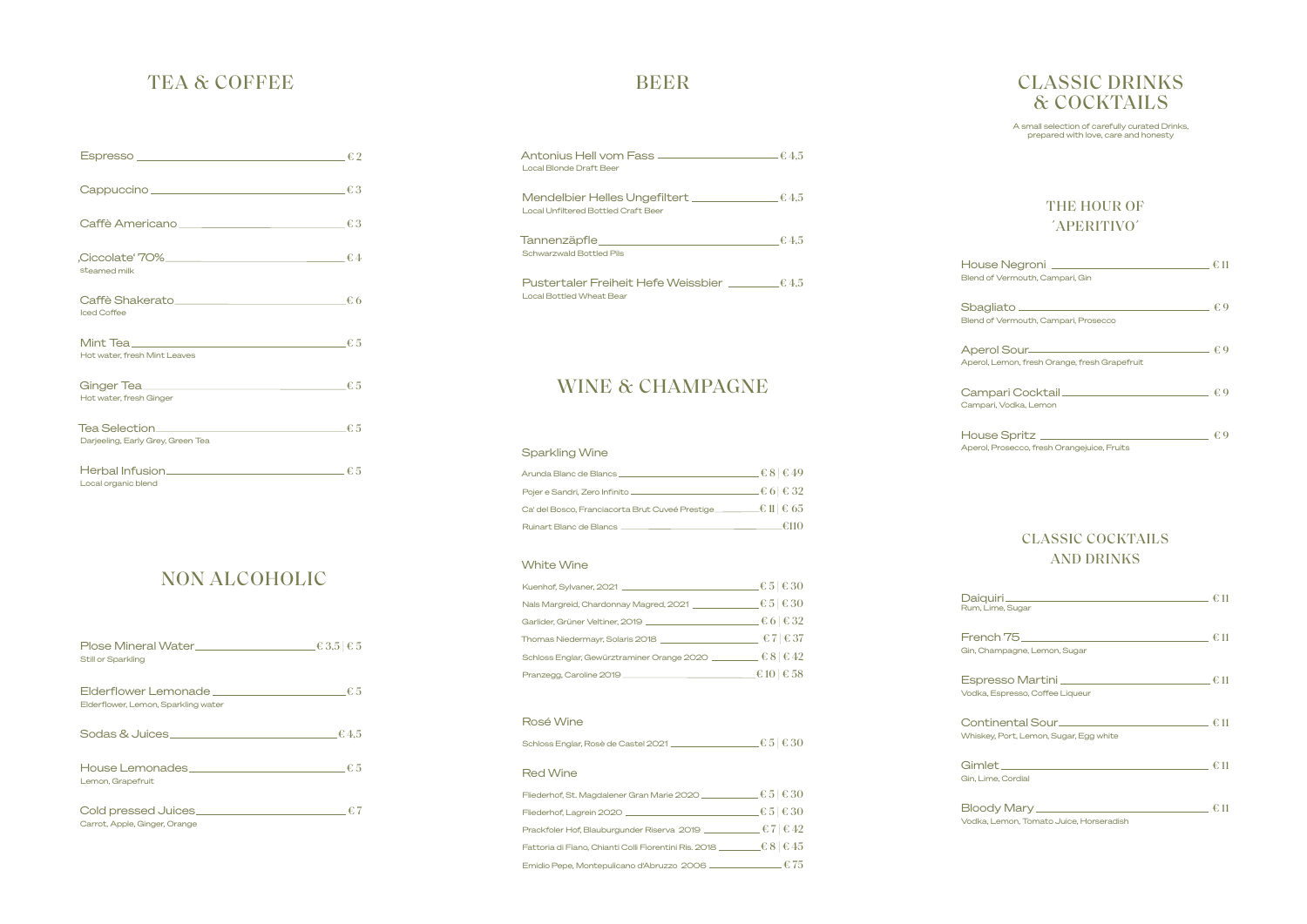## TEA & COFFEE

Espresso — € 2

Cappuccino — € 3

Caffè Americano — € 3

‚Ciccolate' 70% — € 4
steamed milk

Caffè Shakerato — € 6
Iced Coffee

Mint Tea — € 5
Hot water, fresh Mint Leaves

Ginger Tea — € 5
Hot water, fresh Ginger

Tea Selection — € 5
Darjeeling, Early Grey, Green Tea

Herbal Infusion — € 5
Local organic blend

## NON ALCOHOLIC

Plose Mineral Water — € 3,5 | € 5
Still or Sparkling

Elderflower Lemonade — € 5
Elderflower, Lemon, Sparkling water

Sodas & Juices — € 4,5

House Lemonades — € 5
Lemon, Grapefruit

Cold pressed Juices — € 7
Carrot, Apple, Ginger, Orange

## BEER

Antonius Hell vom Fass — € 4,5
Local Blonde Draft Beer

Mendelbier Helles Ungefiltert — € 4,5
Local Unfiltered Bottled Craft Beer

Tannenzäpfle — € 4,5
Schwarzwald Bottled Pils

Pustertaler Freiheit Hefe Weissbier — € 4,5
Local Bottled Wheat Bear

## WINE & CHAMPAGNE

### Sparkling Wine

Arunda Blanc de Blancs — € 8 | € 49

Pojer e Sandri, Zero Infinito — € 6 | € 32

Ca' del Bosco, Franciacorta Brut Cuveé Prestige — € 11 | € 65

Ruinart Blanc de Blancs — €110

### White Wine

Kuenhof, Sylvaner, 2021 — € 5 | € 30

Nals Margreid, Chardonnay Magred, 2021 — € 5 | € 30

Garlider, Grüner Veltiner, 2019 — € 6 | € 32

Thomas Niedermayr, Solaris 2018 — € 7 | € 37

Schloss Englar, Gewürztraminer Orange 2020 — € 8 | € 42

Pranzegg, Caroline 2019 — € 10 | € 58

### Rosé Wine

Schloss Englar, Rosè de Castel 2021 — € 5 | € 30

### Red Wine

Fliederhof, St. Magdalener Gran Marie 2020 — € 5 | € 30

Fliederhof, Lagrein 2020 — € 5 | € 30

Prackfoler Hof, Blauburgunder Riserva 2019 — € 7 | € 42

Fattoria di Fiano, Chianti Colli Fiorentini Ris. 2018 — € 8 | € 45

Emidio Pepe, Montepulicano d'Abruzzo 2006 — € 75

## CLASSIC DRINKS & COCKTAILS

A small selection of carefully curated Drinks, prepared with love, care and honesty

### THE HOUR OF ´APERITIVO´

House Negroni — € 11
Blend of Vermouth, Campari, Gin

Sbagliato — € 9
Blend of Vermouth, Campari, Prosecco

Aperol Sour — € 9
Aperol, Lemon, fresh Orange, fresh Grapefruit

Campari Cocktail — € 9
Campari, Vodka, Lemon

House Spritz — € 9
Aperol, Prosecco, fresh Orangejuice, Fruits

### CLASSIC COCKTAILS AND DRINKS

Daiquiri — € 11
Rum, Lime, Sugar

French 75 — € 11
Gin, Champagne, Lemon, Sugar

Espresso Martini — € 11
Vodka, Espresso, Coffee Liqueur

Continental Sour — € 11
Whiskey, Port, Lemon, Sugar, Egg white

Gimlet — € 11
Gin, Lime, Cordial

Bloody Mary — € 11
Vodka, Lemon, Tomato Juice, Horseradish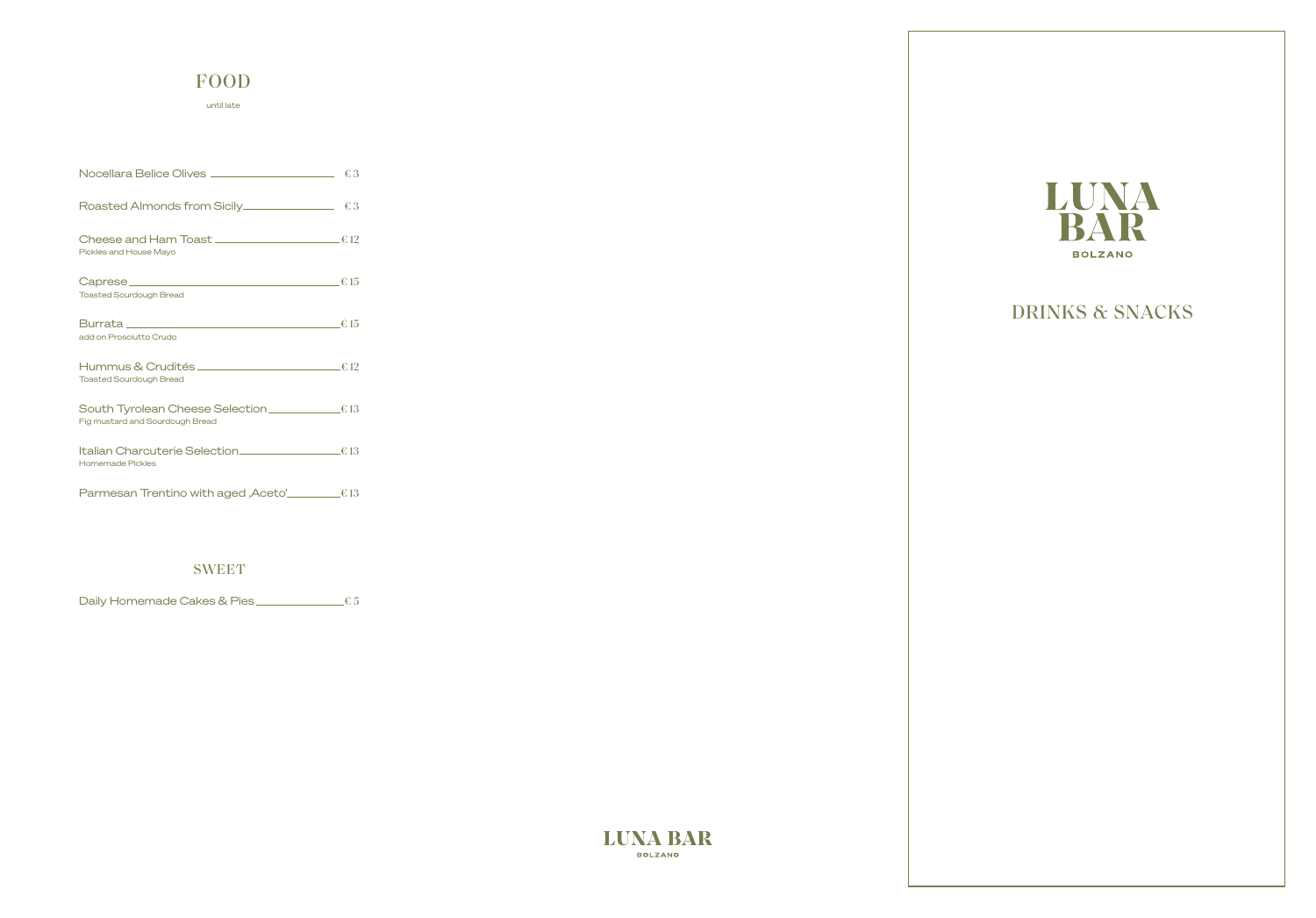# FOOD

until late

Nocellara Belice Olives — € 3

Roasted Almonds from Sicily — € 3

Cheese and Ham Toast — € 12
Pickles and House Mayo

Caprese — € 15
Toasted Sourdough Bread

Burrata — € 15
add on Prosciutto Crudo

Hummus & Crudités — € 12
Toasted Sourdough Bread

South Tyrolean Cheese Selection — € 13
Fig mustard and Sourdough Bread

Italian Charcuterie Selection — € 13
Homemade Pickles

Parmesan Trentino with aged ‚Aceto' — € 13

## SWEET

Daily Homemade Cakes & Pies — € 5

LUNA BAR
BOLZANO

# LUNA BAR

BOLZANO

## DRINKS & SNACKS